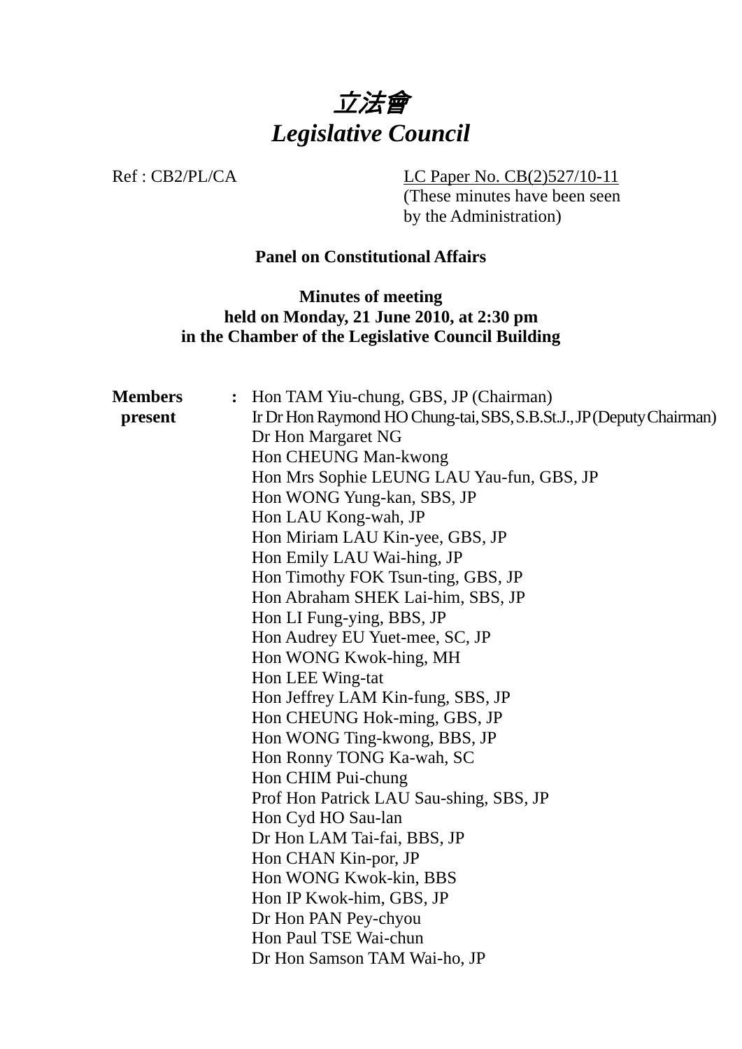# *立法會*
# *Legislative Council*

Ref : CB2/PL/CA

LC Paper No. CB(2)527/10-11
(These minutes have been seen by the Administration)

**Panel on Constitutional Affairs**

**Minutes of meeting**
**held on Monday, 21 June 2010, at 2:30 pm**
**in the Chamber of the Legislative Council Building**

**Members present** :

Hon TAM Yiu-chung, GBS, JP (Chairman)
Ir Dr Hon Raymond HO Chung-tai, SBS, S.B.St.J., JP (Deputy Chairman)
Dr Hon Margaret NG
Hon CHEUNG Man-kwong
Hon Mrs Sophie LEUNG LAU Yau-fun, GBS, JP
Hon WONG Yung-kan, SBS, JP
Hon LAU Kong-wah, JP
Hon Miriam LAU Kin-yee, GBS, JP
Hon Emily LAU Wai-hing, JP
Hon Timothy FOK Tsun-ting, GBS, JP
Hon Abraham SHEK Lai-him, SBS, JP
Hon LI Fung-ying, BBS, JP
Hon Audrey EU Yuet-mee, SC, JP
Hon WONG Kwok-hing, MH
Hon LEE Wing-tat
Hon Jeffrey LAM Kin-fung, SBS, JP
Hon CHEUNG Hok-ming, GBS, JP
Hon WONG Ting-kwong, BBS, JP
Hon Ronny TONG Ka-wah, SC
Hon CHIM Pui-chung
Prof Hon Patrick LAU Sau-shing, SBS, JP
Hon Cyd HO Sau-lan
Dr Hon LAM Tai-fai, BBS, JP
Hon CHAN Kin-por, JP
Hon WONG Kwok-kin, BBS
Hon IP Kwok-him, GBS, JP
Dr Hon PAN Pey-chyou
Hon Paul TSE Wai-chun
Dr Hon Samson TAM Wai-ho, JP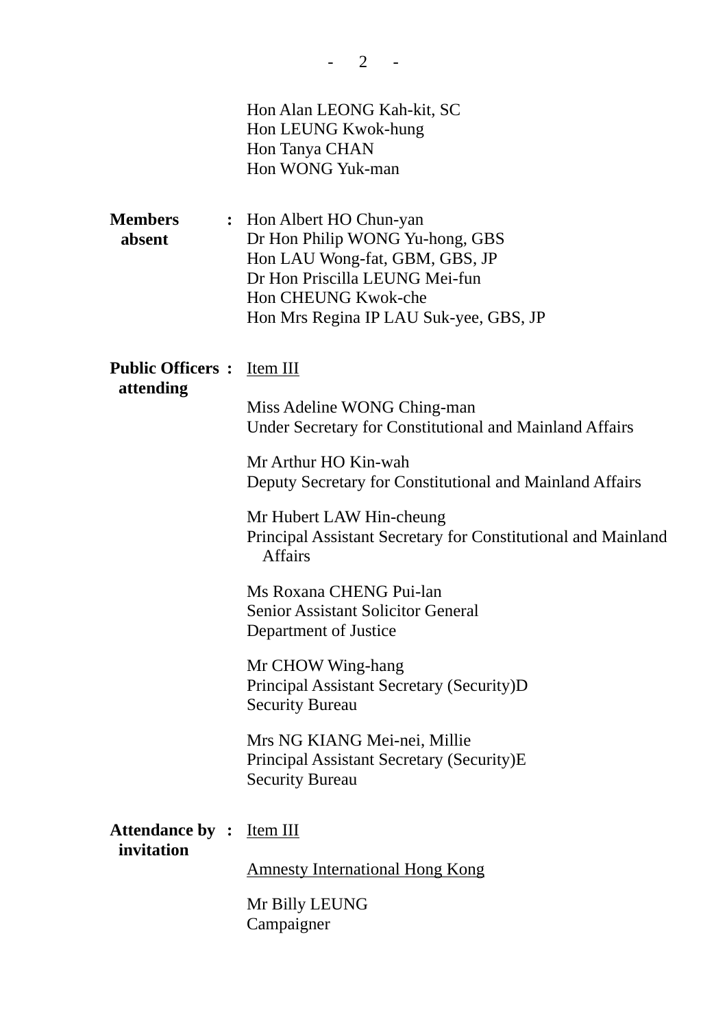Hon Alan LEONG Kah-kit, SC
Hon LEUNG Kwok-hung
Hon Tanya CHAN
Hon WONG Yuk-man

**Members absent** : Hon Albert HO Chun-yan
Dr Hon Philip WONG Yu-hong, GBS
Hon LAU Wong-fat, GBM, GBS, JP
Dr Hon Priscilla LEUNG Mei-fun
Hon CHEUNG Kwok-che
Hon Mrs Regina IP LAU Suk-yee, GBS, JP

**Public Officers attending** : Item III

Miss Adeline WONG Ching-man
Under Secretary for Constitutional and Mainland Affairs

Mr Arthur HO Kin-wah
Deputy Secretary for Constitutional and Mainland Affairs

Mr Hubert LAW Hin-cheung
Principal Assistant Secretary for Constitutional and Mainland Affairs

Ms Roxana CHENG Pui-lan
Senior Assistant Solicitor General
Department of Justice

Mr CHOW Wing-hang
Principal Assistant Secretary (Security)D
Security Bureau

Mrs NG KIANG Mei-nei, Millie
Principal Assistant Secretary (Security)E
Security Bureau

**Attendance by invitation** : Item III

Amnesty International Hong Kong

Mr Billy LEUNG
Campaigner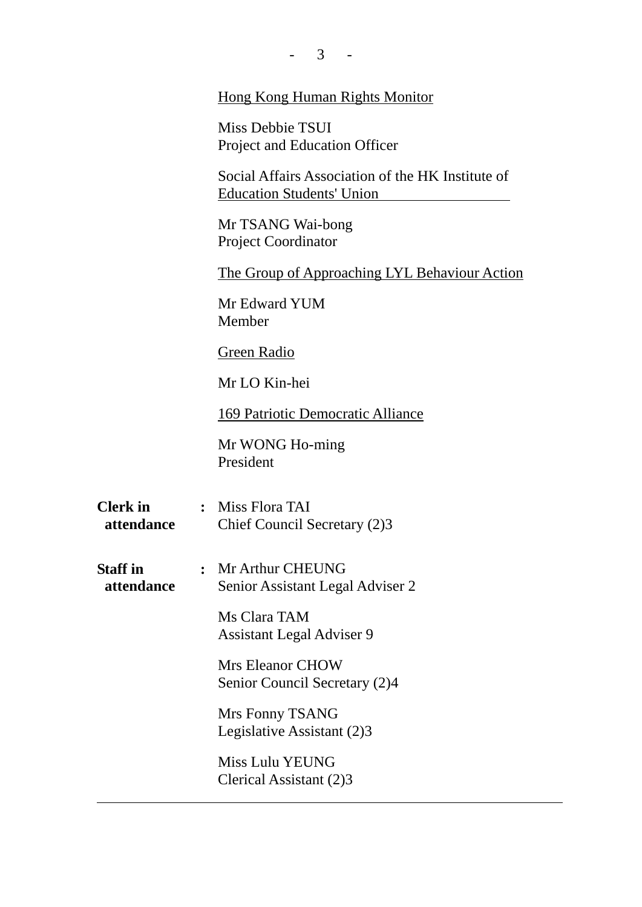Hong Kong Human Rights Monitor

Miss Debbie TSUI
Project and Education Officer

Social Affairs Association of the HK Institute of Education Students' Union

Mr TSANG Wai-bong
Project Coordinator

The Group of Approaching LYL Behaviour Action

Mr Edward YUM
Member

Green Radio

Mr LO Kin-hei

169 Patriotic Democratic Alliance

Mr WONG Ho-ming
President

**Clerk in attendance** : Miss Flora TAI
Chief Council Secretary (2)3

**Staff in attendance** : Mr Arthur CHEUNG
Senior Assistant Legal Adviser 2

Ms Clara TAM
Assistant Legal Adviser 9

Mrs Eleanor CHOW
Senior Council Secretary (2)4

Mrs Fonny TSANG
Legislative Assistant (2)3

Miss Lulu YEUNG
Clerical Assistant (2)3

---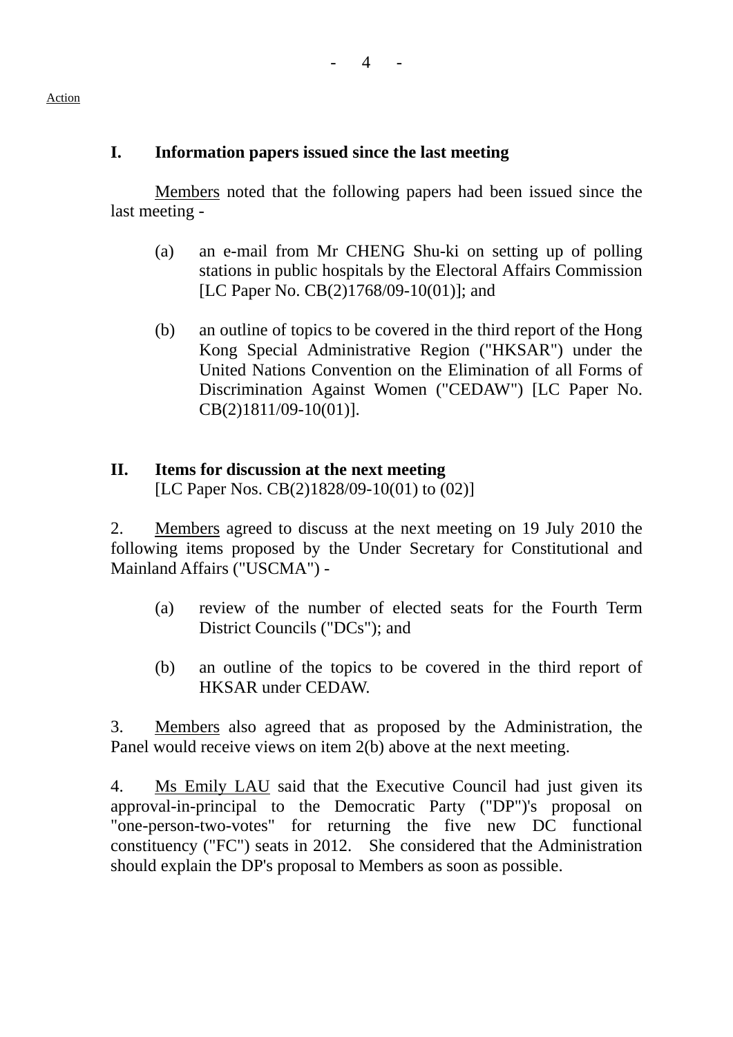Action

## I. Information papers issued since the last meeting

Members noted that the following papers had been issued since the last meeting -

(a) an e-mail from Mr CHENG Shu-ki on setting up of polling stations in public hospitals by the Electoral Affairs Commission [LC Paper No. CB(2)1768/09-10(01)]; and

(b) an outline of topics to be covered in the third report of the Hong Kong Special Administrative Region ("HKSAR") under the United Nations Convention on the Elimination of all Forms of Discrimination Against Women ("CEDAW") [LC Paper No. CB(2)1811/09-10(01)].

## II. Items for discussion at the next meeting
[LC Paper Nos. CB(2)1828/09-10(01) to (02)]

2. Members agreed to discuss at the next meeting on 19 July 2010 the following items proposed by the Under Secretary for Constitutional and Mainland Affairs ("USCMA") -

(a) review of the number of elected seats for the Fourth Term District Councils ("DCs"); and

(b) an outline of the topics to be covered in the third report of HKSAR under CEDAW.

3. Members also agreed that as proposed by the Administration, the Panel would receive views on item 2(b) above at the next meeting.

4. Ms Emily LAU said that the Executive Council had just given its approval-in-principal to the Democratic Party ("DP")'s proposal on "one-person-two-votes" for returning the five new DC functional constituency ("FC") seats in 2012. She considered that the Administration should explain the DP's proposal to Members as soon as possible.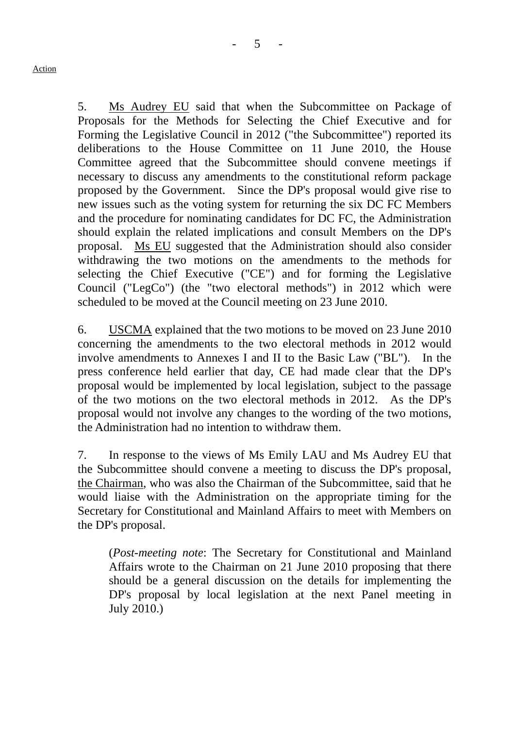Action

5. Ms Audrey EU said that when the Subcommittee on Package of Proposals for the Methods for Selecting the Chief Executive and for Forming the Legislative Council in 2012 ("the Subcommittee") reported its deliberations to the House Committee on 11 June 2010, the House Committee agreed that the Subcommittee should convene meetings if necessary to discuss any amendments to the constitutional reform package proposed by the Government. Since the DP's proposal would give rise to new issues such as the voting system for returning the six DC FC Members and the procedure for nominating candidates for DC FC, the Administration should explain the related implications and consult Members on the DP's proposal. Ms EU suggested that the Administration should also consider withdrawing the two motions on the amendments to the methods for selecting the Chief Executive ("CE") and for forming the Legislative Council ("LegCo") (the "two electoral methods") in 2012 which were scheduled to be moved at the Council meeting on 23 June 2010.

6. USCMA explained that the two motions to be moved on 23 June 2010 concerning the amendments to the two electoral methods in 2012 would involve amendments to Annexes I and II to the Basic Law ("BL"). In the press conference held earlier that day, CE had made clear that the DP's proposal would be implemented by local legislation, subject to the passage of the two motions on the two electoral methods in 2012. As the DP's proposal would not involve any changes to the wording of the two motions, the Administration had no intention to withdraw them.

7. In response to the views of Ms Emily LAU and Ms Audrey EU that the Subcommittee should convene a meeting to discuss the DP's proposal, the Chairman, who was also the Chairman of the Subcommittee, said that he would liaise with the Administration on the appropriate timing for the Secretary for Constitutional and Mainland Affairs to meet with Members on the DP's proposal.

> (*Post-meeting note*: The Secretary for Constitutional and Mainland Affairs wrote to the Chairman on 21 June 2010 proposing that there should be a general discussion on the details for implementing the DP's proposal by local legislation at the next Panel meeting in July 2010.)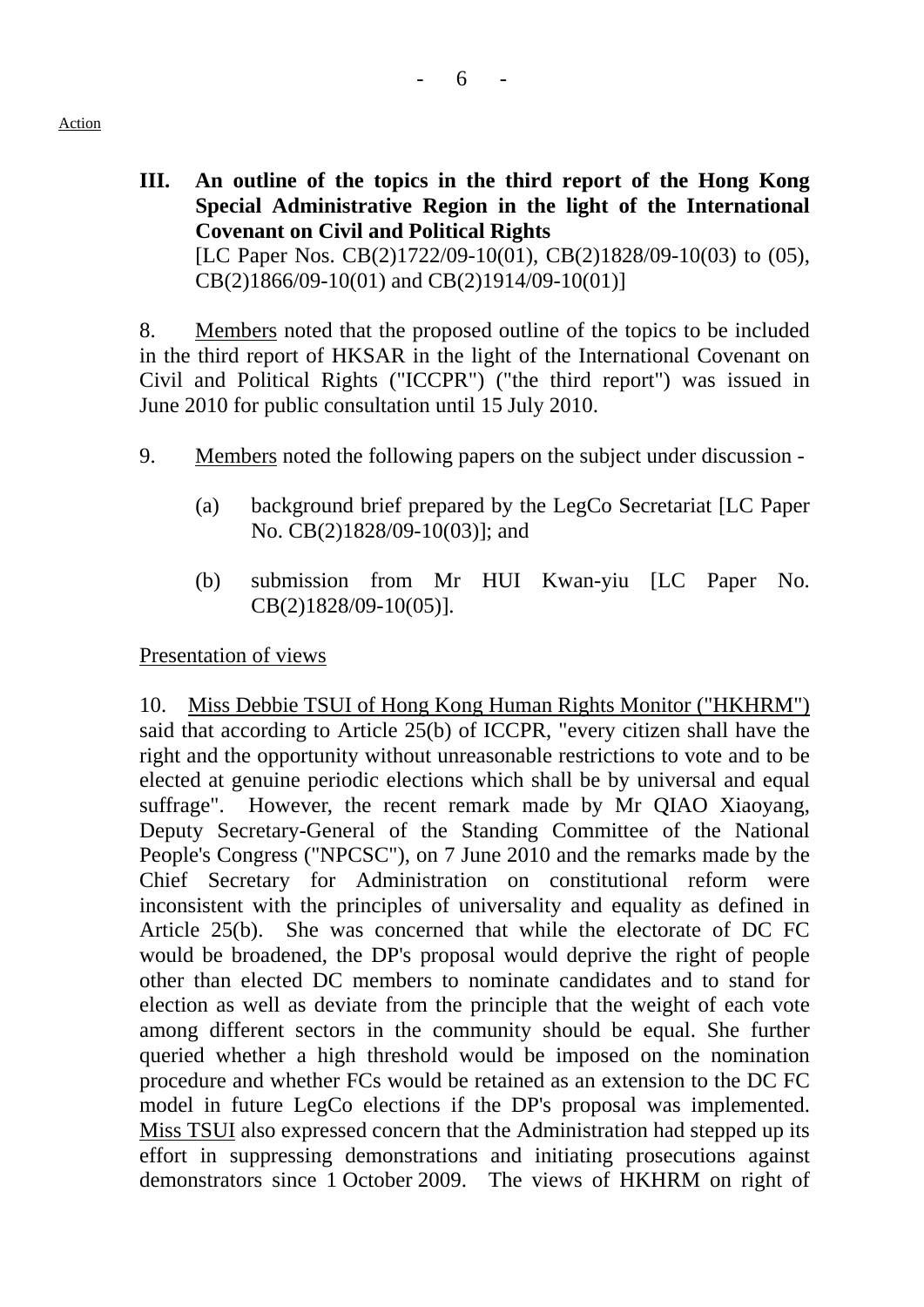Action

### III. An outline of the topics in the third report of the Hong Kong Special Administrative Region in the light of the International Covenant on Civil and Political Rights

[LC Paper Nos. CB(2)1722/09-10(01), CB(2)1828/09-10(03) to (05), CB(2)1866/09-10(01) and CB(2)1914/09-10(01)]

8. Members noted that the proposed outline of the topics to be included in the third report of HKSAR in the light of the International Covenant on Civil and Political Rights ("ICCPR") ("the third report") was issued in June 2010 for public consultation until 15 July 2010.

9. Members noted the following papers on the subject under discussion -

(a) background brief prepared by the LegCo Secretariat [LC Paper No. CB(2)1828/09-10(03)]; and

(b) submission from Mr HUI Kwan-yiu [LC Paper No. CB(2)1828/09-10(05)].

Presentation of views

10. Miss Debbie TSUI of Hong Kong Human Rights Monitor ("HKHRM") said that according to Article 25(b) of ICCPR, "every citizen shall have the right and the opportunity without unreasonable restrictions to vote and to be elected at genuine periodic elections which shall be by universal and equal suffrage". However, the recent remark made by Mr QIAO Xiaoyang, Deputy Secretary-General of the Standing Committee of the National People's Congress ("NPCSC"), on 7 June 2010 and the remarks made by the Chief Secretary for Administration on constitutional reform were inconsistent with the principles of universality and equality as defined in Article 25(b). She was concerned that while the electorate of DC FC would be broadened, the DP's proposal would deprive the right of people other than elected DC members to nominate candidates and to stand for election as well as deviate from the principle that the weight of each vote among different sectors in the community should be equal. She further queried whether a high threshold would be imposed on the nomination procedure and whether FCs would be retained as an extension to the DC FC model in future LegCo elections if the DP's proposal was implemented. Miss TSUI also expressed concern that the Administration had stepped up its effort in suppressing demonstrations and initiating prosecutions against demonstrators since 1 October 2009. The views of HKHRM on right of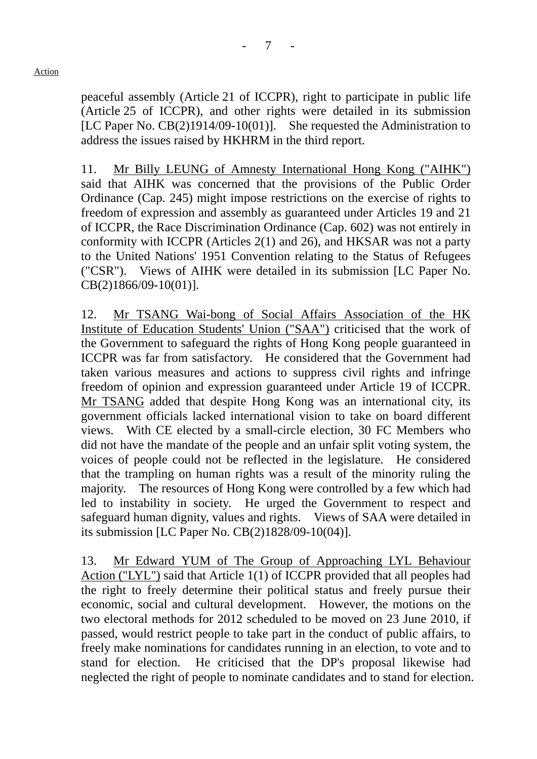peaceful assembly (Article 21 of ICCPR), right to participate in public life (Article 25 of ICCPR), and other rights were detailed in its submission [LC Paper No. CB(2)1914/09-10(01)]. She requested the Administration to address the issues raised by HKHRM in the third report.

11. Mr Billy LEUNG of Amnesty International Hong Kong ("AIHK") said that AIHK was concerned that the provisions of the Public Order Ordinance (Cap. 245) might impose restrictions on the exercise of rights to freedom of expression and assembly as guaranteed under Articles 19 and 21 of ICCPR, the Race Discrimination Ordinance (Cap. 602) was not entirely in conformity with ICCPR (Articles 2(1) and 26), and HKSAR was not a party to the United Nations' 1951 Convention relating to the Status of Refugees ("CSR"). Views of AIHK were detailed in its submission [LC Paper No. CB(2)1866/09-10(01)].

12. Mr TSANG Wai-bong of Social Affairs Association of the HK Institute of Education Students' Union ("SAA") criticised that the work of the Government to safeguard the rights of Hong Kong people guaranteed in ICCPR was far from satisfactory. He considered that the Government had taken various measures and actions to suppress civil rights and infringe freedom of opinion and expression guaranteed under Article 19 of ICCPR. Mr TSANG added that despite Hong Kong was an international city, its government officials lacked international vision to take on board different views. With CE elected by a small-circle election, 30 FC Members who did not have the mandate of the people and an unfair split voting system, the voices of people could not be reflected in the legislature. He considered that the trampling on human rights was a result of the minority ruling the majority. The resources of Hong Kong were controlled by a few which had led to instability in society. He urged the Government to respect and safeguard human dignity, values and rights. Views of SAA were detailed in its submission [LC Paper No. CB(2)1828/09-10(04)].

13. Mr Edward YUM of The Group of Approaching LYL Behaviour Action ("LYL") said that Article 1(1) of ICCPR provided that all peoples had the right to freely determine their political status and freely pursue their economic, social and cultural development. However, the motions on the two electoral methods for 2012 scheduled to be moved on 23 June 2010, if passed, would restrict people to take part in the conduct of public affairs, to freely make nominations for candidates running in an election, to vote and to stand for election. He criticised that the DP's proposal likewise had neglected the right of people to nominate candidates and to stand for election.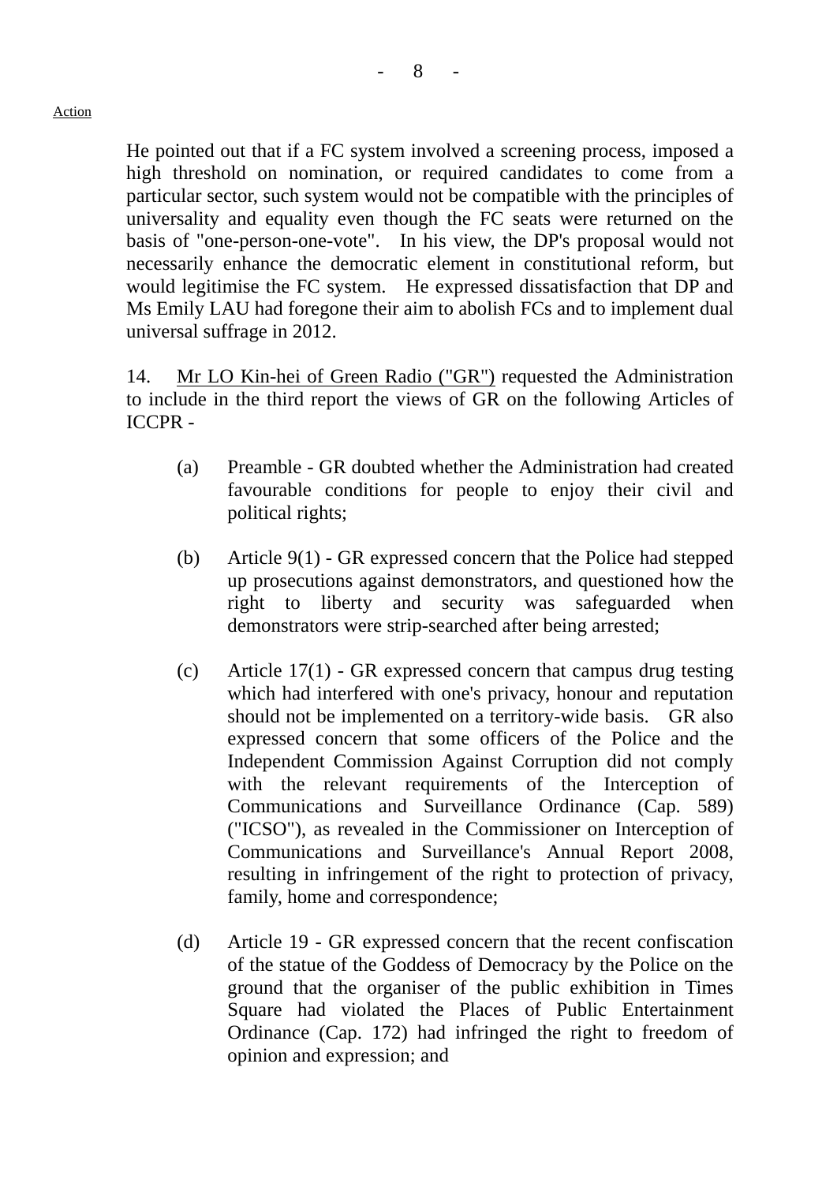He pointed out that if a FC system involved a screening process, imposed a high threshold on nomination, or required candidates to come from a particular sector, such system would not be compatible with the principles of universality and equality even though the FC seats were returned on the basis of "one-person-one-vote". In his view, the DP's proposal would not necessarily enhance the democratic element in constitutional reform, but would legitimise the FC system. He expressed dissatisfaction that DP and Ms Emily LAU had foregone their aim to abolish FCs and to implement dual universal suffrage in 2012.

14. Mr LO Kin-hei of Green Radio ("GR") requested the Administration to include in the third report the views of GR on the following Articles of ICCPR -

(a) Preamble - GR doubted whether the Administration had created favourable conditions for people to enjoy their civil and political rights;

(b) Article 9(1) - GR expressed concern that the Police had stepped up prosecutions against demonstrators, and questioned how the right to liberty and security was safeguarded when demonstrators were strip-searched after being arrested;

(c) Article 17(1) - GR expressed concern that campus drug testing which had interfered with one's privacy, honour and reputation should not be implemented on a territory-wide basis. GR also expressed concern that some officers of the Police and the Independent Commission Against Corruption did not comply with the relevant requirements of the Interception of Communications and Surveillance Ordinance (Cap. 589) ("ICSO"), as revealed in the Commissioner on Interception of Communications and Surveillance's Annual Report 2008, resulting in infringement of the right to protection of privacy, family, home and correspondence;

(d) Article 19 - GR expressed concern that the recent confiscation of the statue of the Goddess of Democracy by the Police on the ground that the organiser of the public exhibition in Times Square had violated the Places of Public Entertainment Ordinance (Cap. 172) had infringed the right to freedom of opinion and expression; and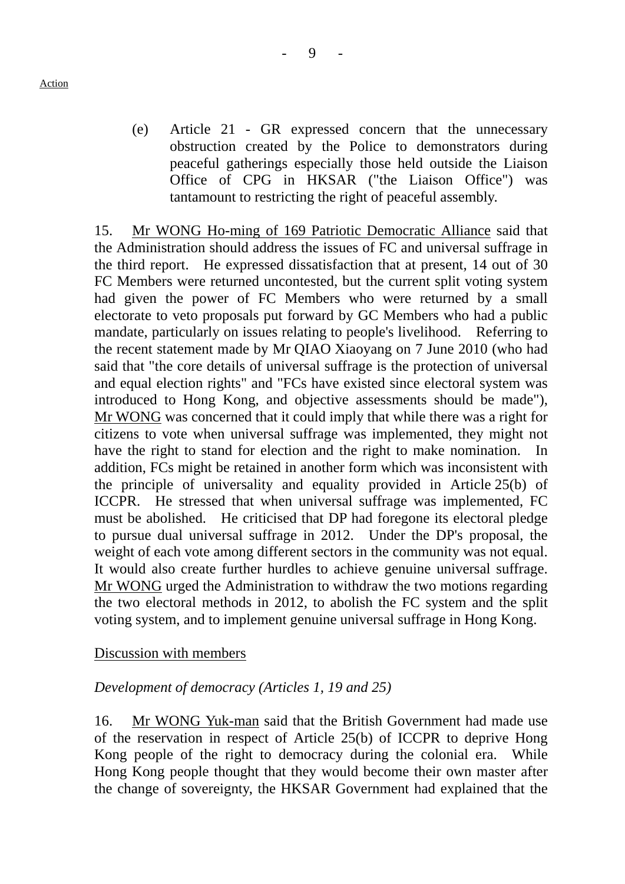(e) Article 21 - GR expressed concern that the unnecessary obstruction created by the Police to demonstrators during peaceful gatherings especially those held outside the Liaison Office of CPG in HKSAR ("the Liaison Office") was tantamount to restricting the right of peaceful assembly.

15. Mr WONG Ho-ming of 169 Patriotic Democratic Alliance said that the Administration should address the issues of FC and universal suffrage in the third report. He expressed dissatisfaction that at present, 14 out of 30 FC Members were returned uncontested, but the current split voting system had given the power of FC Members who were returned by a small electorate to veto proposals put forward by GC Members who had a public mandate, particularly on issues relating to people's livelihood. Referring to the recent statement made by Mr QIAO Xiaoyang on 7 June 2010 (who had said that "the core details of universal suffrage is the protection of universal and equal election rights" and "FCs have existed since electoral system was introduced to Hong Kong, and objective assessments should be made"), Mr WONG was concerned that it could imply that while there was a right for citizens to vote when universal suffrage was implemented, they might not have the right to stand for election and the right to make nomination. In addition, FCs might be retained in another form which was inconsistent with the principle of universality and equality provided in Article 25(b) of ICCPR. He stressed that when universal suffrage was implemented, FC must be abolished. He criticised that DP had foregone its electoral pledge to pursue dual universal suffrage in 2012. Under the DP's proposal, the weight of each vote among different sectors in the community was not equal. It would also create further hurdles to achieve genuine universal suffrage. Mr WONG urged the Administration to withdraw the two motions regarding the two electoral methods in 2012, to abolish the FC system and the split voting system, and to implement genuine universal suffrage in Hong Kong.

Discussion with members

*Development of democracy (Articles 1, 19 and 25)*

16. Mr WONG Yuk-man said that the British Government had made use of the reservation in respect of Article 25(b) of ICCPR to deprive Hong Kong people of the right to democracy during the colonial era. While Hong Kong people thought that they would become their own master after the change of sovereignty, the HKSAR Government had explained that the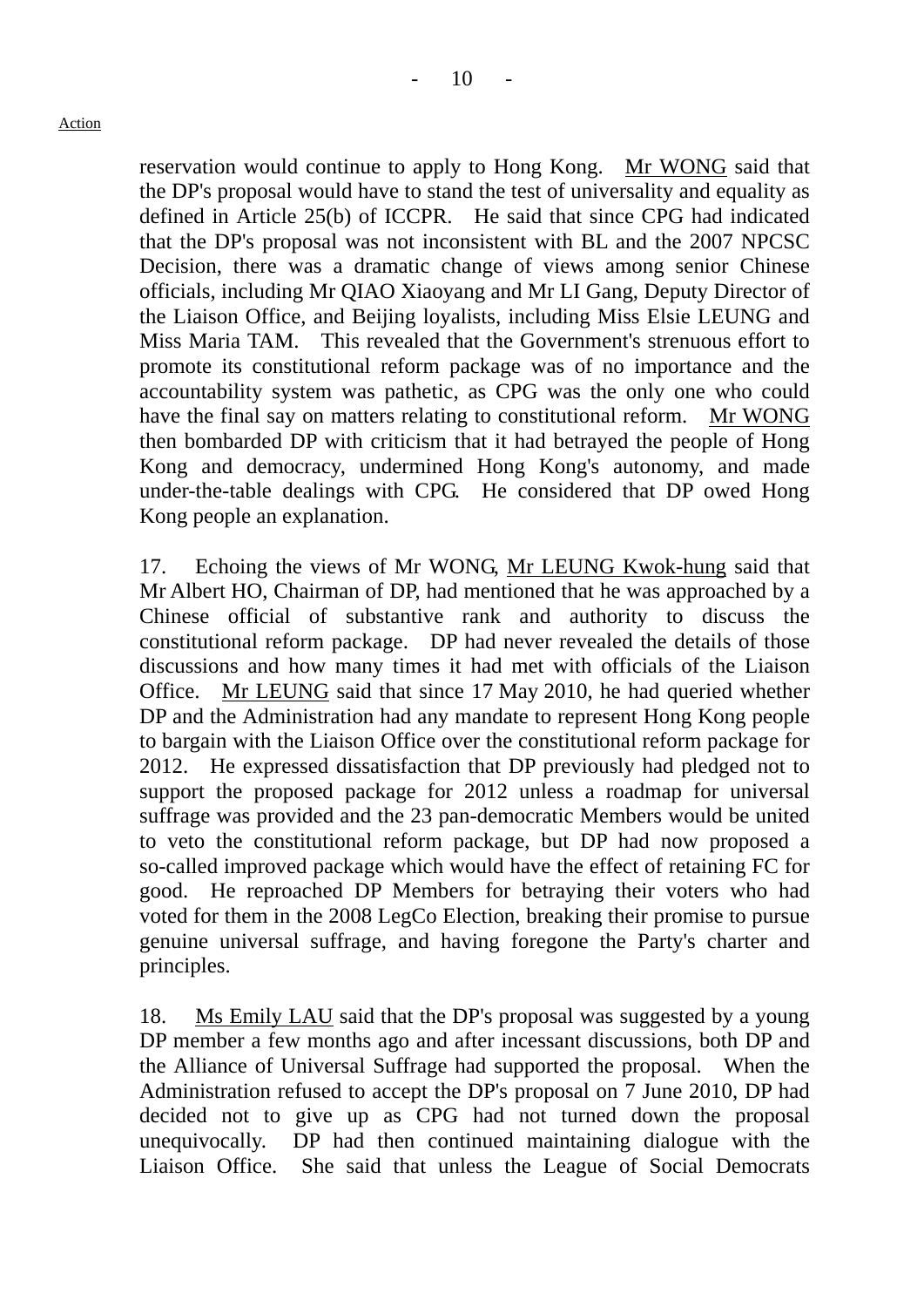reservation would continue to apply to Hong Kong. Mr WONG said that the DP's proposal would have to stand the test of universality and equality as defined in Article 25(b) of ICCPR. He said that since CPG had indicated that the DP's proposal was not inconsistent with BL and the 2007 NPCSC Decision, there was a dramatic change of views among senior Chinese officials, including Mr QIAO Xiaoyang and Mr LI Gang, Deputy Director of the Liaison Office, and Beijing loyalists, including Miss Elsie LEUNG and Miss Maria TAM. This revealed that the Government's strenuous effort to promote its constitutional reform package was of no importance and the accountability system was pathetic, as CPG was the only one who could have the final say on matters relating to constitutional reform. Mr WONG then bombarded DP with criticism that it had betrayed the people of Hong Kong and democracy, undermined Hong Kong's autonomy, and made under-the-table dealings with CPG. He considered that DP owed Hong Kong people an explanation.

17. Echoing the views of Mr WONG, Mr LEUNG Kwok-hung said that Mr Albert HO, Chairman of DP, had mentioned that he was approached by a Chinese official of substantive rank and authority to discuss the constitutional reform package. DP had never revealed the details of those discussions and how many times it had met with officials of the Liaison Office. Mr LEUNG said that since 17 May 2010, he had queried whether DP and the Administration had any mandate to represent Hong Kong people to bargain with the Liaison Office over the constitutional reform package for 2012. He expressed dissatisfaction that DP previously had pledged not to support the proposed package for 2012 unless a roadmap for universal suffrage was provided and the 23 pan-democratic Members would be united to veto the constitutional reform package, but DP had now proposed a so-called improved package which would have the effect of retaining FC for good. He reproached DP Members for betraying their voters who had voted for them in the 2008 LegCo Election, breaking their promise to pursue genuine universal suffrage, and having foregone the Party's charter and principles.

18. Ms Emily LAU said that the DP's proposal was suggested by a young DP member a few months ago and after incessant discussions, both DP and the Alliance of Universal Suffrage had supported the proposal. When the Administration refused to accept the DP's proposal on 7 June 2010, DP had decided not to give up as CPG had not turned down the proposal unequivocally. DP had then continued maintaining dialogue with the Liaison Office. She said that unless the League of Social Democrats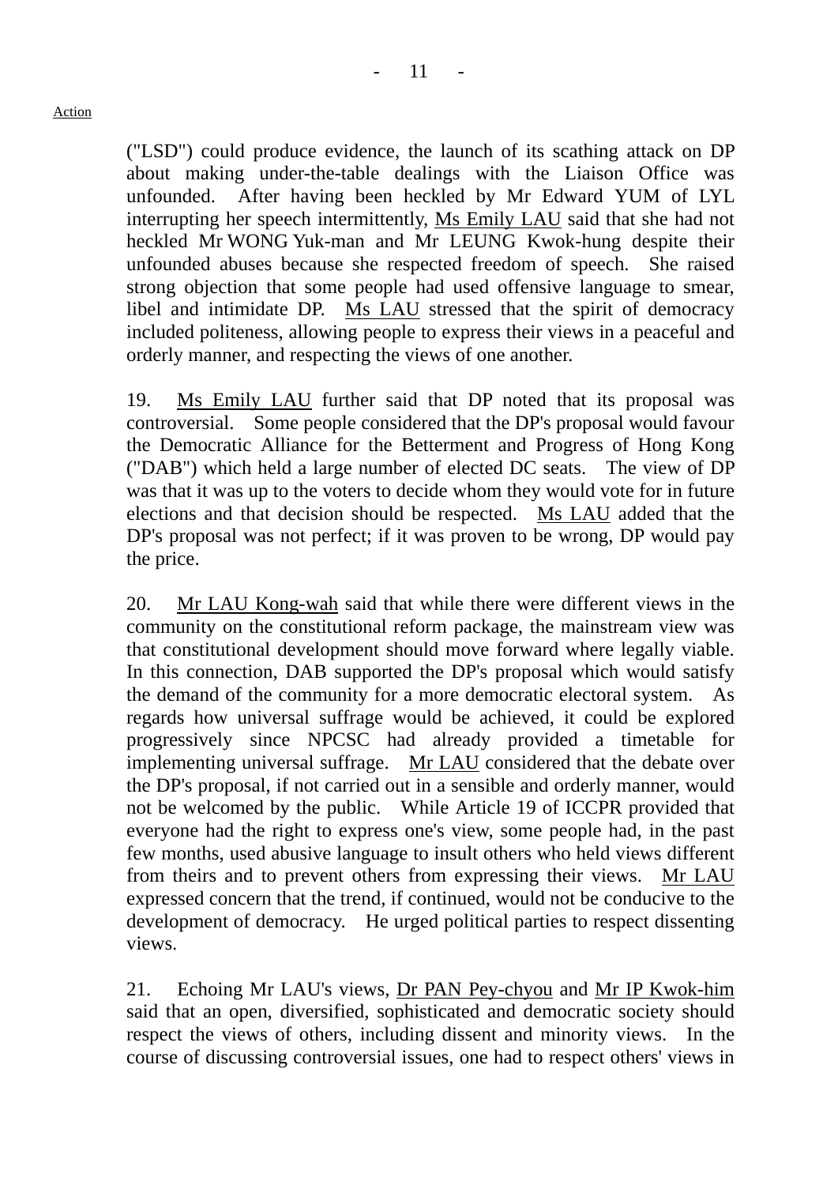Action

("LSD") could produce evidence, the launch of its scathing attack on DP about making under-the-table dealings with the Liaison Office was unfounded. After having been heckled by Mr Edward YUM of LYL interrupting her speech intermittently, Ms Emily LAU said that she had not heckled Mr WONG Yuk-man and Mr LEUNG Kwok-hung despite their unfounded abuses because she respected freedom of speech. She raised strong objection that some people had used offensive language to smear, libel and intimidate DP. Ms LAU stressed that the spirit of democracy included politeness, allowing people to express their views in a peaceful and orderly manner, and respecting the views of one another.

19. Ms Emily LAU further said that DP noted that its proposal was controversial. Some people considered that the DP's proposal would favour the Democratic Alliance for the Betterment and Progress of Hong Kong ("DAB") which held a large number of elected DC seats. The view of DP was that it was up to the voters to decide whom they would vote for in future elections and that decision should be respected. Ms LAU added that the DP's proposal was not perfect; if it was proven to be wrong, DP would pay the price.

20. Mr LAU Kong-wah said that while there were different views in the community on the constitutional reform package, the mainstream view was that constitutional development should move forward where legally viable. In this connection, DAB supported the DP's proposal which would satisfy the demand of the community for a more democratic electoral system. As regards how universal suffrage would be achieved, it could be explored progressively since NPCSC had already provided a timetable for implementing universal suffrage. Mr LAU considered that the debate over the DP's proposal, if not carried out in a sensible and orderly manner, would not be welcomed by the public. While Article 19 of ICCPR provided that everyone had the right to express one's view, some people had, in the past few months, used abusive language to insult others who held views different from theirs and to prevent others from expressing their views. Mr LAU expressed concern that the trend, if continued, would not be conducive to the development of democracy. He urged political parties to respect dissenting views.

21. Echoing Mr LAU's views, Dr PAN Pey-chyou and Mr IP Kwok-him said that an open, diversified, sophisticated and democratic society should respect the views of others, including dissent and minority views. In the course of discussing controversial issues, one had to respect others' views in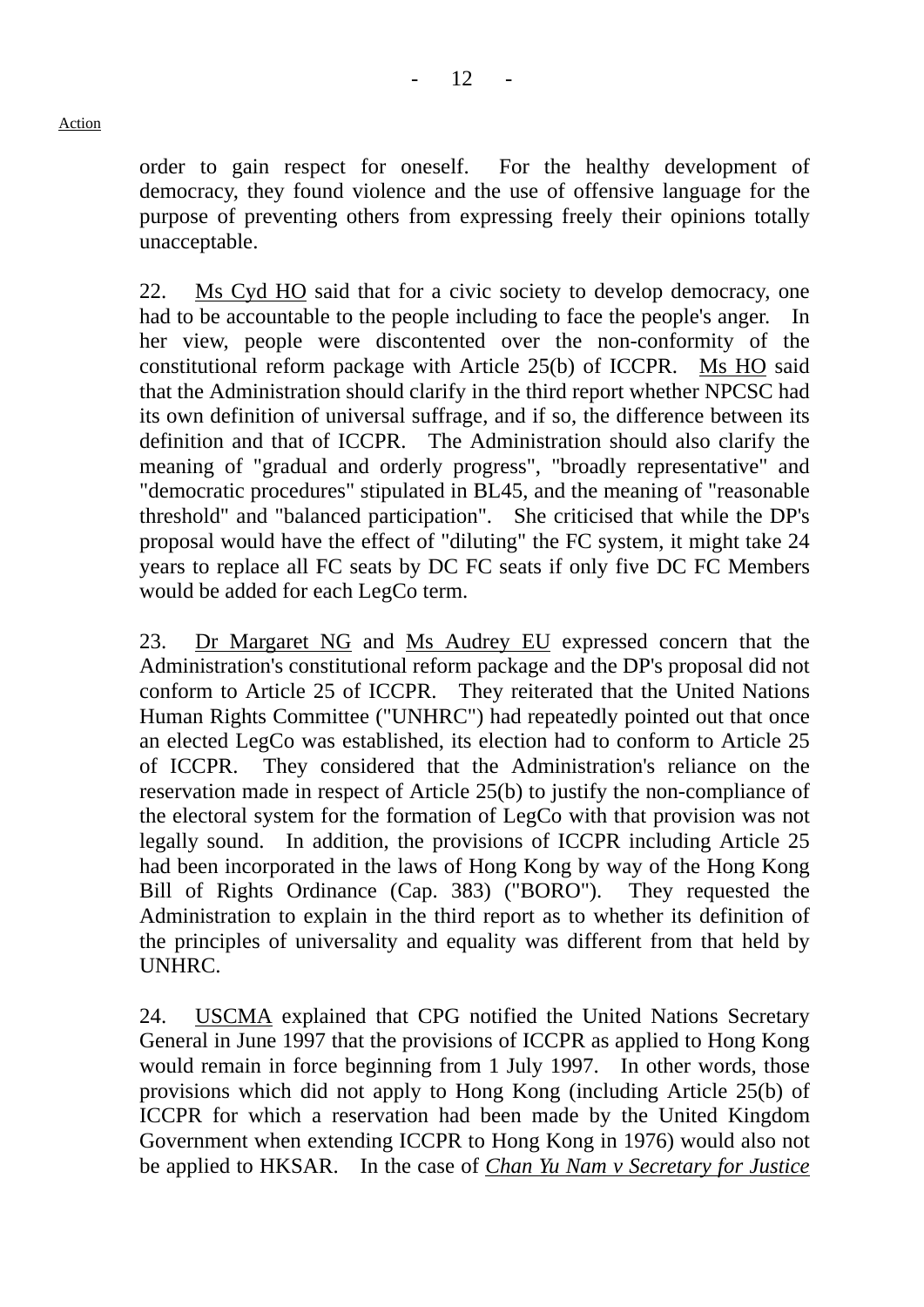Action

order to gain respect for oneself. For the healthy development of democracy, they found violence and the use of offensive language for the purpose of preventing others from expressing freely their opinions totally unacceptable.

22. Ms Cyd HO said that for a civic society to develop democracy, one had to be accountable to the people including to face the people's anger. In her view, people were discontented over the non-conformity of the constitutional reform package with Article 25(b) of ICCPR. Ms HO said that the Administration should clarify in the third report whether NPCSC had its own definition of universal suffrage, and if so, the difference between its definition and that of ICCPR. The Administration should also clarify the meaning of "gradual and orderly progress", "broadly representative" and "democratic procedures" stipulated in BL45, and the meaning of "reasonable threshold" and "balanced participation". She criticised that while the DP's proposal would have the effect of "diluting" the FC system, it might take 24 years to replace all FC seats by DC FC seats if only five DC FC Members would be added for each LegCo term.

23. Dr Margaret NG and Ms Audrey EU expressed concern that the Administration's constitutional reform package and the DP's proposal did not conform to Article 25 of ICCPR. They reiterated that the United Nations Human Rights Committee ("UNHRC") had repeatedly pointed out that once an elected LegCo was established, its election had to conform to Article 25 of ICCPR. They considered that the Administration's reliance on the reservation made in respect of Article 25(b) to justify the non-compliance of the electoral system for the formation of LegCo with that provision was not legally sound. In addition, the provisions of ICCPR including Article 25 had been incorporated in the laws of Hong Kong by way of the Hong Kong Bill of Rights Ordinance (Cap. 383) ("BORO"). They requested the Administration to explain in the third report as to whether its definition of the principles of universality and equality was different from that held by UNHRC.

24. USCMA explained that CPG notified the United Nations Secretary General in June 1997 that the provisions of ICCPR as applied to Hong Kong would remain in force beginning from 1 July 1997. In other words, those provisions which did not apply to Hong Kong (including Article 25(b) of ICCPR for which a reservation had been made by the United Kingdom Government when extending ICCPR to Hong Kong in 1976) would also not be applied to HKSAR. In the case of ***Chan Yu Nam v Secretary for Justice***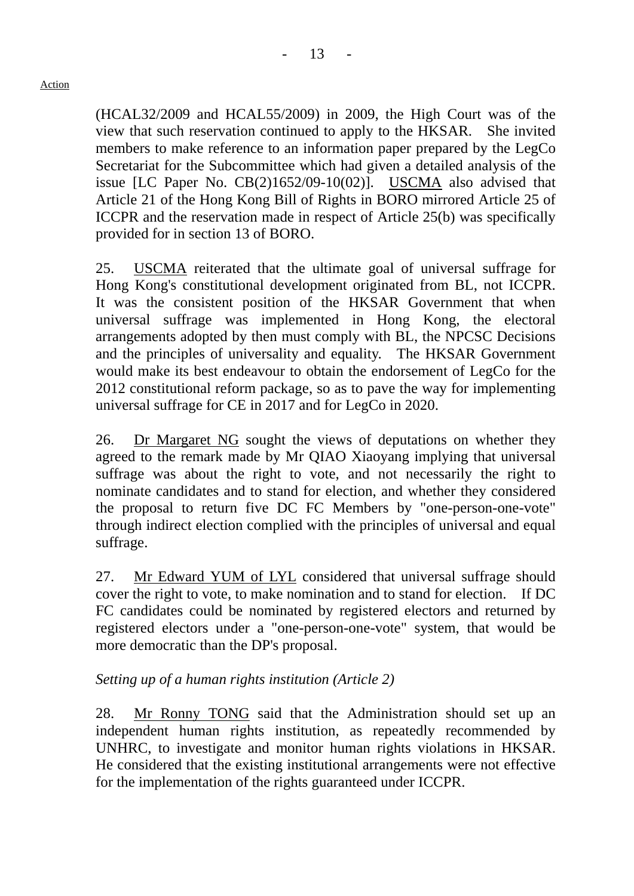(HCAL32/2009 and HCAL55/2009) in 2009, the High Court was of the view that such reservation continued to apply to the HKSAR. She invited members to make reference to an information paper prepared by the LegCo Secretariat for the Subcommittee which had given a detailed analysis of the issue [LC Paper No. CB(2)1652/09-10(02)]. USCMA also advised that Article 21 of the Hong Kong Bill of Rights in BORO mirrored Article 25 of ICCPR and the reservation made in respect of Article 25(b) was specifically provided for in section 13 of BORO.

25. USCMA reiterated that the ultimate goal of universal suffrage for Hong Kong's constitutional development originated from BL, not ICCPR. It was the consistent position of the HKSAR Government that when universal suffrage was implemented in Hong Kong, the electoral arrangements adopted by then must comply with BL, the NPCSC Decisions and the principles of universality and equality. The HKSAR Government would make its best endeavour to obtain the endorsement of LegCo for the 2012 constitutional reform package, so as to pave the way for implementing universal suffrage for CE in 2017 and for LegCo in 2020.

26. Dr Margaret NG sought the views of deputations on whether they agreed to the remark made by Mr QIAO Xiaoyang implying that universal suffrage was about the right to vote, and not necessarily the right to nominate candidates and to stand for election, and whether they considered the proposal to return five DC FC Members by "one-person-one-vote" through indirect election complied with the principles of universal and equal suffrage.

27. Mr Edward YUM of LYL considered that universal suffrage should cover the right to vote, to make nomination and to stand for election. If DC FC candidates could be nominated by registered electors and returned by registered electors under a "one-person-one-vote" system, that would be more democratic than the DP's proposal.

*Setting up of a human rights institution (Article 2)*

28. Mr Ronny TONG said that the Administration should set up an independent human rights institution, as repeatedly recommended by UNHRC, to investigate and monitor human rights violations in HKSAR. He considered that the existing institutional arrangements were not effective for the implementation of the rights guaranteed under ICCPR.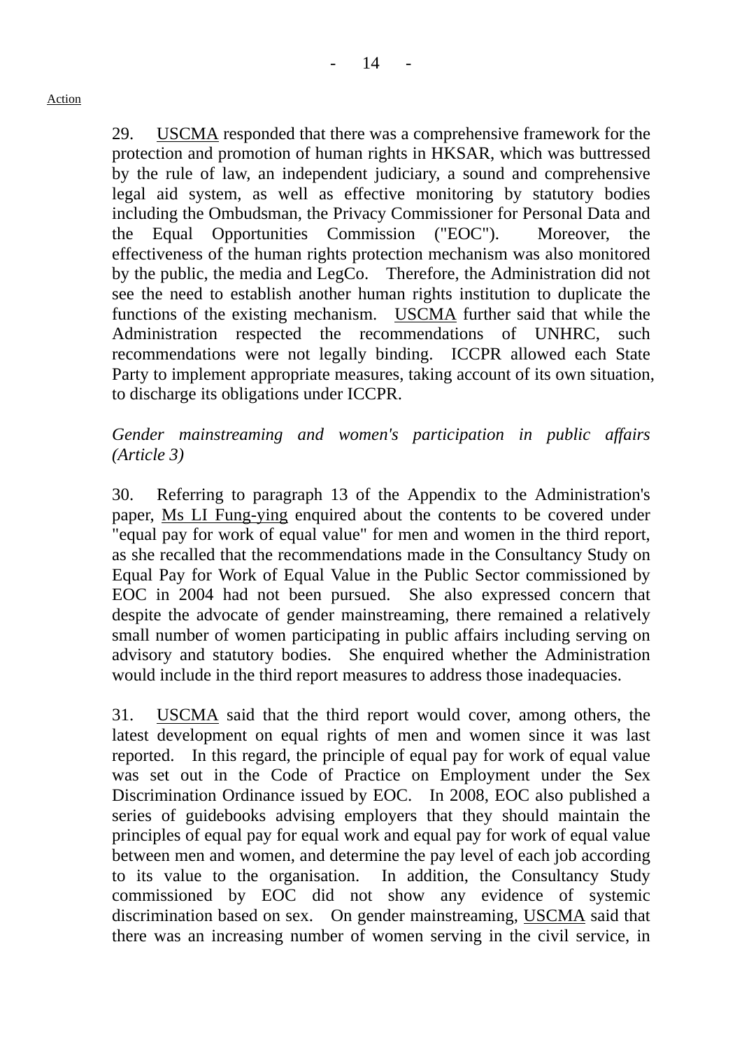Action

29. USCMA responded that there was a comprehensive framework for the protection and promotion of human rights in HKSAR, which was buttressed by the rule of law, an independent judiciary, a sound and comprehensive legal aid system, as well as effective monitoring by statutory bodies including the Ombudsman, the Privacy Commissioner for Personal Data and the Equal Opportunities Commission ("EOC"). Moreover, the effectiveness of the human rights protection mechanism was also monitored by the public, the media and LegCo. Therefore, the Administration did not see the need to establish another human rights institution to duplicate the functions of the existing mechanism. USCMA further said that while the Administration respected the recommendations of UNHRC, such recommendations were not legally binding. ICCPR allowed each State Party to implement appropriate measures, taking account of its own situation, to discharge its obligations under ICCPR.

*Gender mainstreaming and women's participation in public affairs (Article 3)*

30. Referring to paragraph 13 of the Appendix to the Administration's paper, Ms LI Fung-ying enquired about the contents to be covered under "equal pay for work of equal value" for men and women in the third report, as she recalled that the recommendations made in the Consultancy Study on Equal Pay for Work of Equal Value in the Public Sector commissioned by EOC in 2004 had not been pursued. She also expressed concern that despite the advocate of gender mainstreaming, there remained a relatively small number of women participating in public affairs including serving on advisory and statutory bodies. She enquired whether the Administration would include in the third report measures to address those inadequacies.

31. USCMA said that the third report would cover, among others, the latest development on equal rights of men and women since it was last reported. In this regard, the principle of equal pay for work of equal value was set out in the Code of Practice on Employment under the Sex Discrimination Ordinance issued by EOC. In 2008, EOC also published a series of guidebooks advising employers that they should maintain the principles of equal pay for equal work and equal pay for work of equal value between men and women, and determine the pay level of each job according to its value to the organisation. In addition, the Consultancy Study commissioned by EOC did not show any evidence of systemic discrimination based on sex. On gender mainstreaming, USCMA said that there was an increasing number of women serving in the civil service, in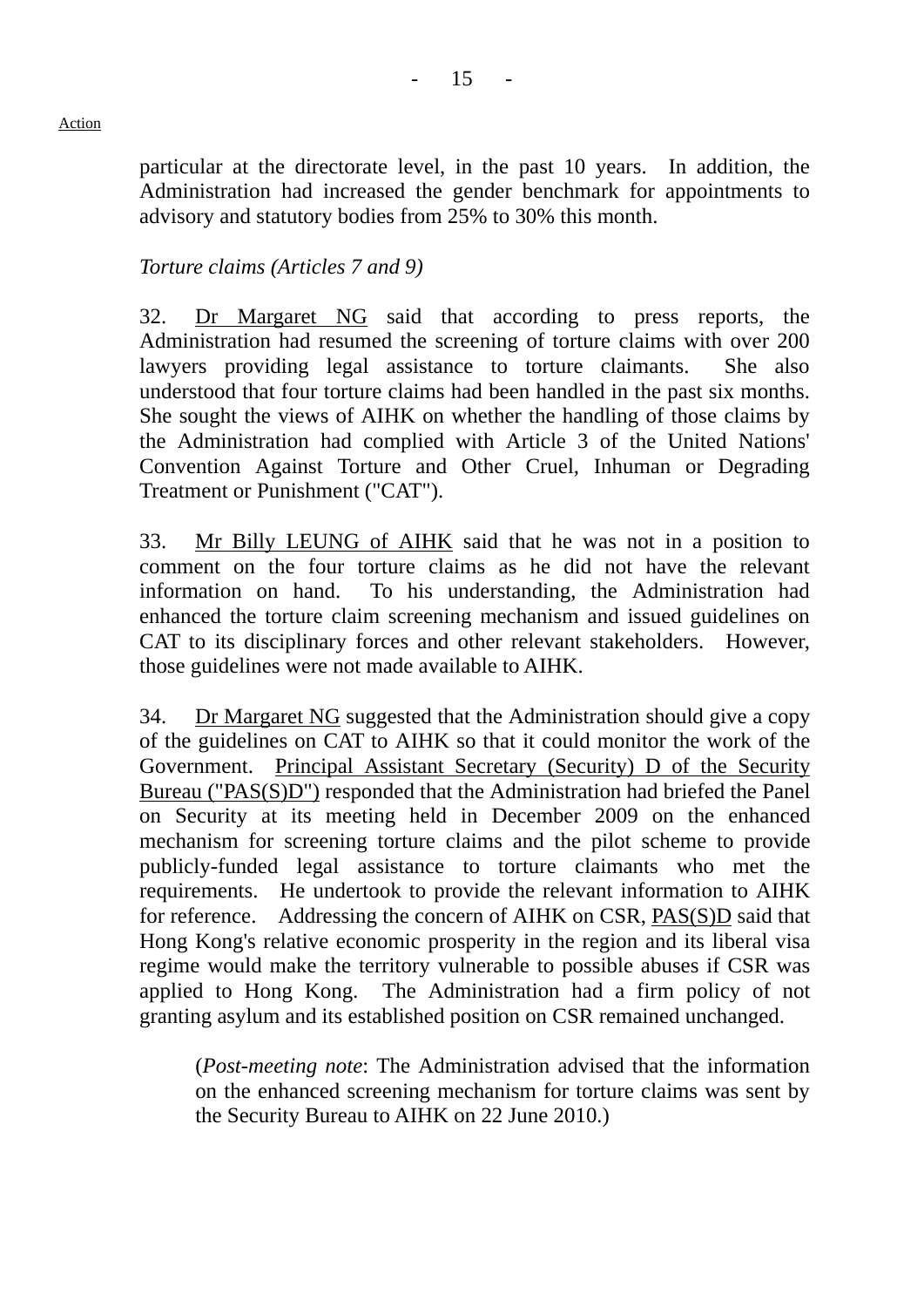Action

particular at the directorate level, in the past 10 years. In addition, the Administration had increased the gender benchmark for appointments to advisory and statutory bodies from 25% to 30% this month.

*Torture claims (Articles 7 and 9)*

32. Dr Margaret NG said that according to press reports, the Administration had resumed the screening of torture claims with over 200 lawyers providing legal assistance to torture claimants. She also understood that four torture claims had been handled in the past six months. She sought the views of AIHK on whether the handling of those claims by the Administration had complied with Article 3 of the United Nations' Convention Against Torture and Other Cruel, Inhuman or Degrading Treatment or Punishment ("CAT").

33. Mr Billy LEUNG of AIHK said that he was not in a position to comment on the four torture claims as he did not have the relevant information on hand. To his understanding, the Administration had enhanced the torture claim screening mechanism and issued guidelines on CAT to its disciplinary forces and other relevant stakeholders. However, those guidelines were not made available to AIHK.

34. Dr Margaret NG suggested that the Administration should give a copy of the guidelines on CAT to AIHK so that it could monitor the work of the Government. Principal Assistant Secretary (Security) D of the Security Bureau ("PAS(S)D") responded that the Administration had briefed the Panel on Security at its meeting held in December 2009 on the enhanced mechanism for screening torture claims and the pilot scheme to provide publicly-funded legal assistance to torture claimants who met the requirements. He undertook to provide the relevant information to AIHK for reference. Addressing the concern of AIHK on CSR, PAS(S)D said that Hong Kong's relative economic prosperity in the region and its liberal visa regime would make the territory vulnerable to possible abuses if CSR was applied to Hong Kong. The Administration had a firm policy of not granting asylum and its established position on CSR remained unchanged.

> (*Post-meeting note*: The Administration advised that the information on the enhanced screening mechanism for torture claims was sent by the Security Bureau to AIHK on 22 June 2010.)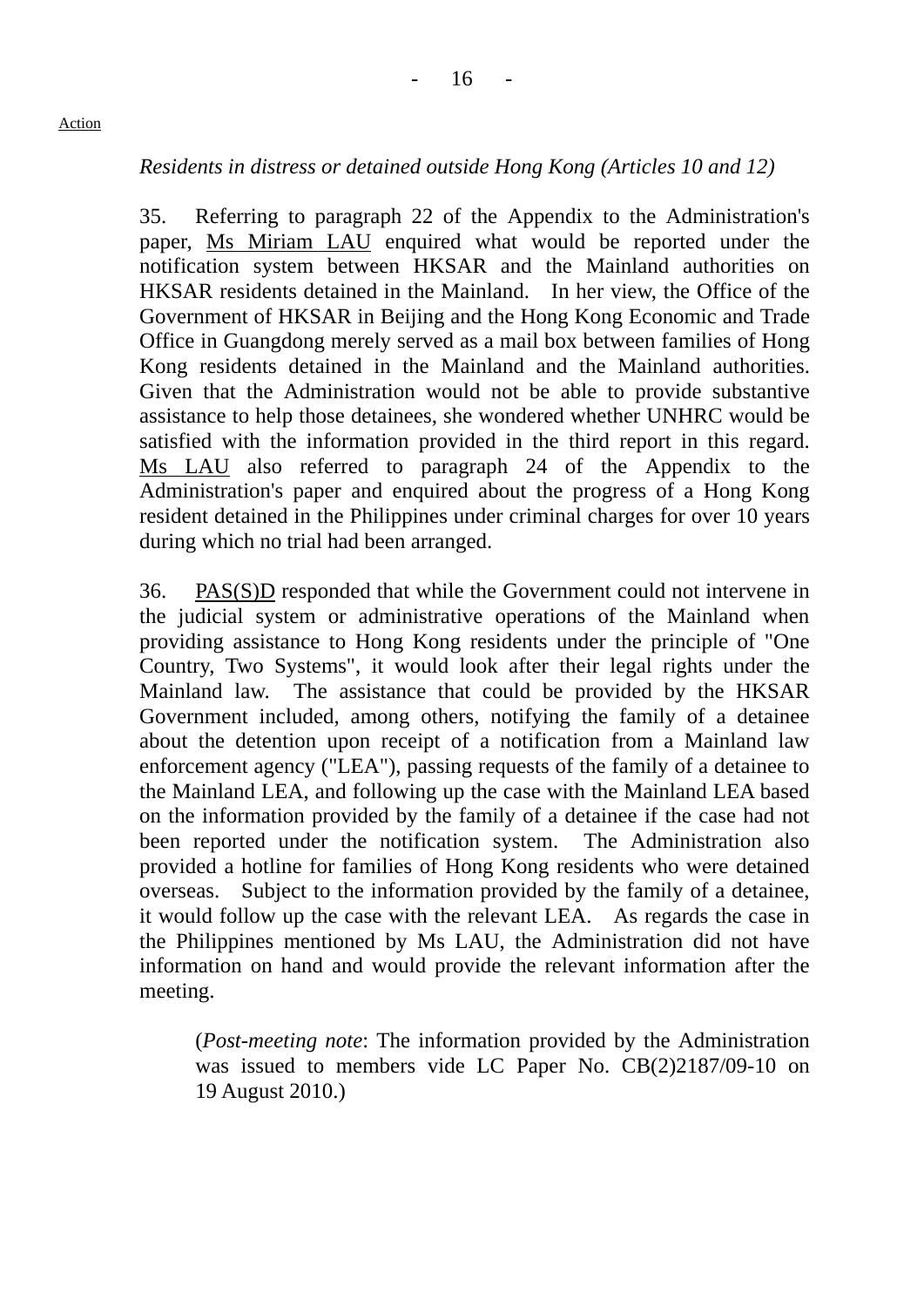Action

*Residents in distress or detained outside Hong Kong (Articles 10 and 12)*

35. Referring to paragraph 22 of the Appendix to the Administration's paper, Ms Miriam LAU enquired what would be reported under the notification system between HKSAR and the Mainland authorities on HKSAR residents detained in the Mainland. In her view, the Office of the Government of HKSAR in Beijing and the Hong Kong Economic and Trade Office in Guangdong merely served as a mail box between families of Hong Kong residents detained in the Mainland and the Mainland authorities. Given that the Administration would not be able to provide substantive assistance to help those detainees, she wondered whether UNHRC would be satisfied with the information provided in the third report in this regard. Ms LAU also referred to paragraph 24 of the Appendix to the Administration's paper and enquired about the progress of a Hong Kong resident detained in the Philippines under criminal charges for over 10 years during which no trial had been arranged.

36. PAS(S)D responded that while the Government could not intervene in the judicial system or administrative operations of the Mainland when providing assistance to Hong Kong residents under the principle of "One Country, Two Systems", it would look after their legal rights under the Mainland law. The assistance that could be provided by the HKSAR Government included, among others, notifying the family of a detainee about the detention upon receipt of a notification from a Mainland law enforcement agency ("LEA"), passing requests of the family of a detainee to the Mainland LEA, and following up the case with the Mainland LEA based on the information provided by the family of a detainee if the case had not been reported under the notification system. The Administration also provided a hotline for families of Hong Kong residents who were detained overseas. Subject to the information provided by the family of a detainee, it would follow up the case with the relevant LEA. As regards the case in the Philippines mentioned by Ms LAU, the Administration did not have information on hand and would provide the relevant information after the meeting.

> (*Post-meeting note*: The information provided by the Administration was issued to members vide LC Paper No. CB(2)2187/09-10 on 19 August 2010.)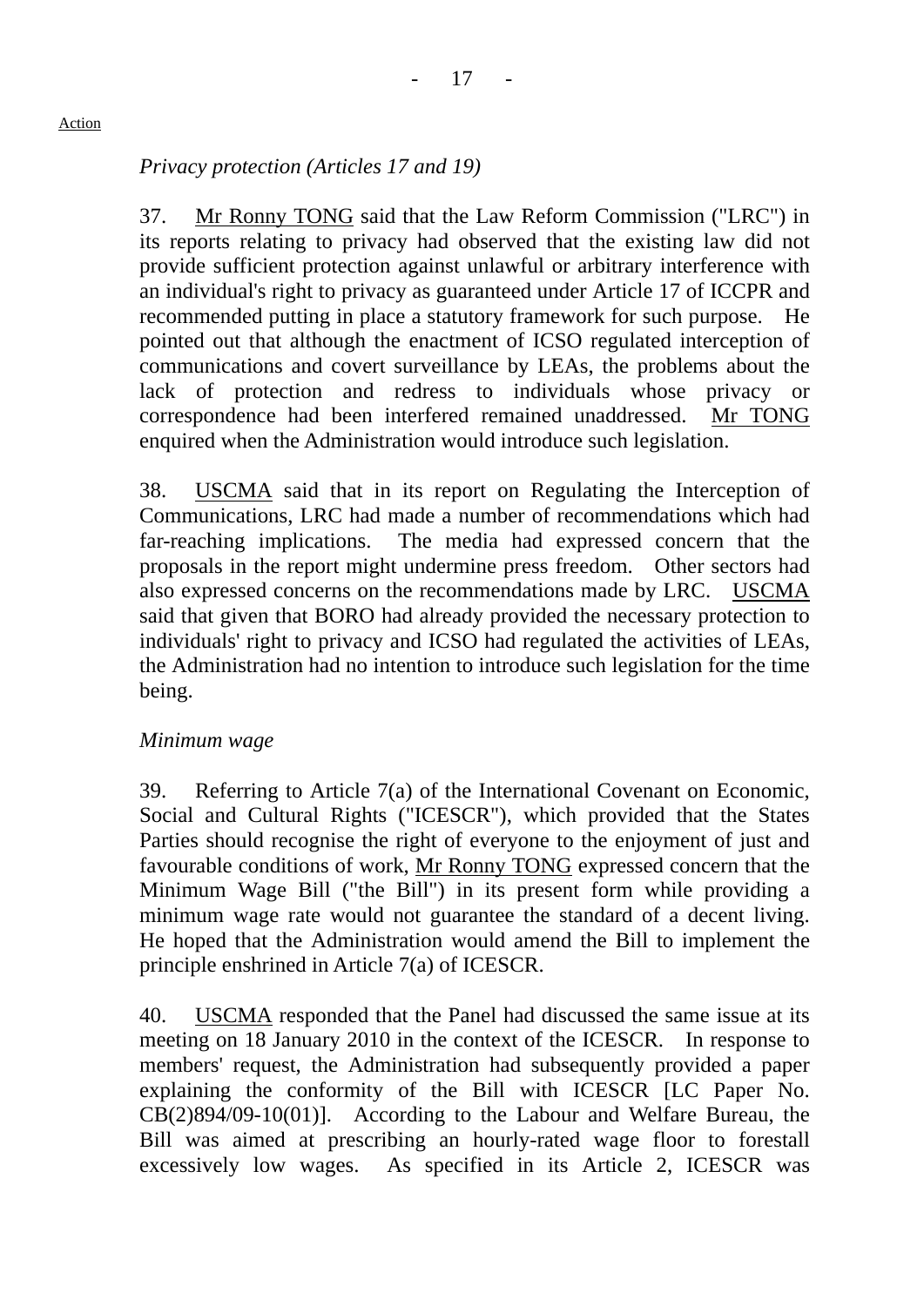Action

*Privacy protection (Articles 17 and 19)*

37. Mr Ronny TONG said that the Law Reform Commission ("LRC") in its reports relating to privacy had observed that the existing law did not provide sufficient protection against unlawful or arbitrary interference with an individual's right to privacy as guaranteed under Article 17 of ICCPR and recommended putting in place a statutory framework for such purpose. He pointed out that although the enactment of ICSO regulated interception of communications and covert surveillance by LEAs, the problems about the lack of protection and redress to individuals whose privacy or correspondence had been interfered remained unaddressed. Mr TONG enquired when the Administration would introduce such legislation.

38. USCMA said that in its report on Regulating the Interception of Communications, LRC had made a number of recommendations which had far-reaching implications. The media had expressed concern that the proposals in the report might undermine press freedom. Other sectors had also expressed concerns on the recommendations made by LRC. USCMA said that given that BORO had already provided the necessary protection to individuals' right to privacy and ICSO had regulated the activities of LEAs, the Administration had no intention to introduce such legislation for the time being.

*Minimum wage*

39. Referring to Article 7(a) of the International Covenant on Economic, Social and Cultural Rights ("ICESCR"), which provided that the States Parties should recognise the right of everyone to the enjoyment of just and favourable conditions of work, Mr Ronny TONG expressed concern that the Minimum Wage Bill ("the Bill") in its present form while providing a minimum wage rate would not guarantee the standard of a decent living. He hoped that the Administration would amend the Bill to implement the principle enshrined in Article 7(a) of ICESCR.

40. USCMA responded that the Panel had discussed the same issue at its meeting on 18 January 2010 in the context of the ICESCR. In response to members' request, the Administration had subsequently provided a paper explaining the conformity of the Bill with ICESCR [LC Paper No. CB(2)894/09-10(01)]. According to the Labour and Welfare Bureau, the Bill was aimed at prescribing an hourly-rated wage floor to forestall excessively low wages. As specified in its Article 2, ICESCR was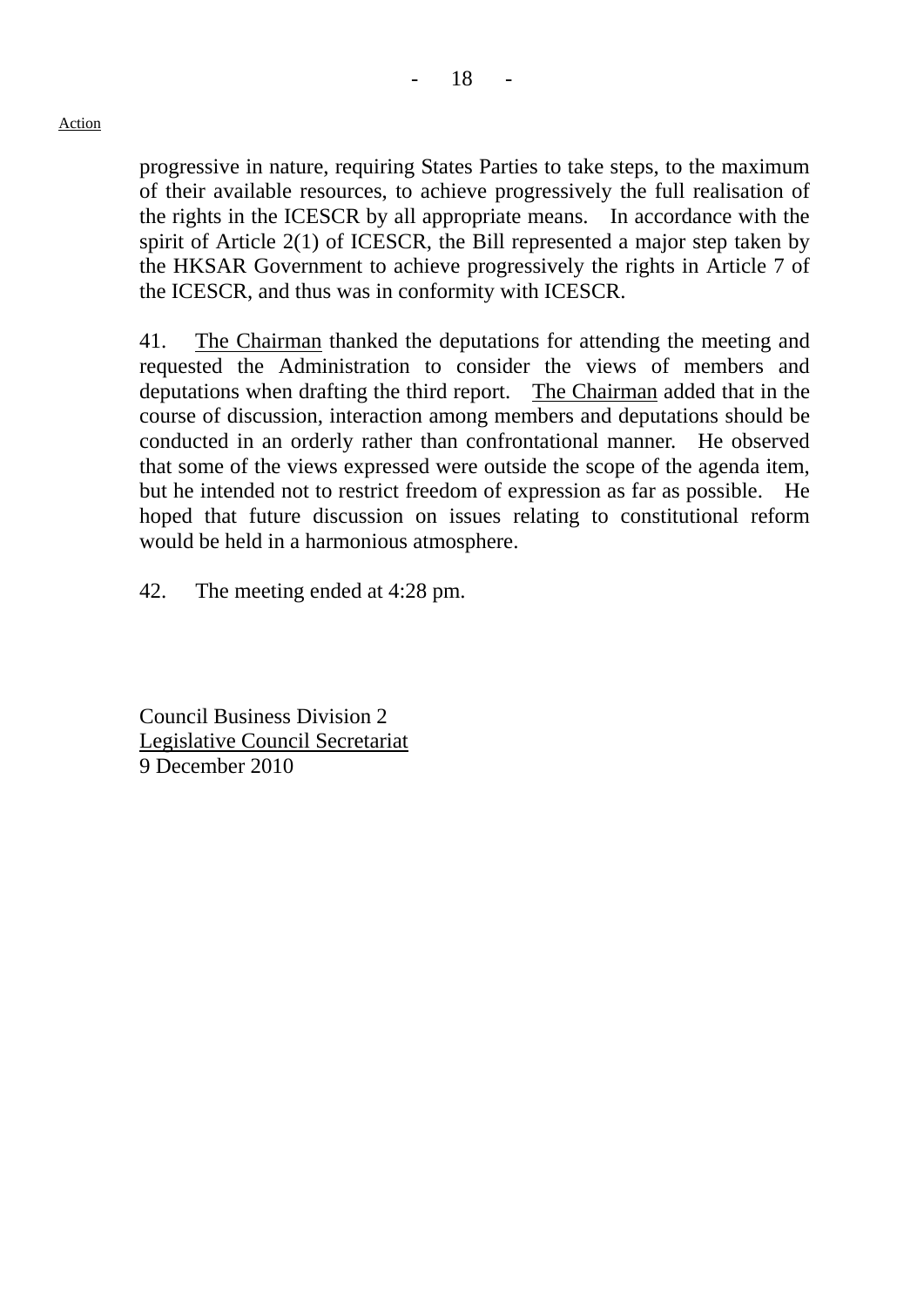Action

progressive in nature, requiring States Parties to take steps, to the maximum of their available resources, to achieve progressively the full realisation of the rights in the ICESCR by all appropriate means. In accordance with the spirit of Article 2(1) of ICESCR, the Bill represented a major step taken by the HKSAR Government to achieve progressively the rights in Article 7 of the ICESCR, and thus was in conformity with ICESCR.

41. The Chairman thanked the deputations for attending the meeting and requested the Administration to consider the views of members and deputations when drafting the third report. The Chairman added that in the course of discussion, interaction among members and deputations should be conducted in an orderly rather than confrontational manner. He observed that some of the views expressed were outside the scope of the agenda item, but he intended not to restrict freedom of expression as far as possible. He hoped that future discussion on issues relating to constitutional reform would be held in a harmonious atmosphere.

42. The meeting ended at 4:28 pm.

Council Business Division 2
Legislative Council Secretariat
9 December 2010